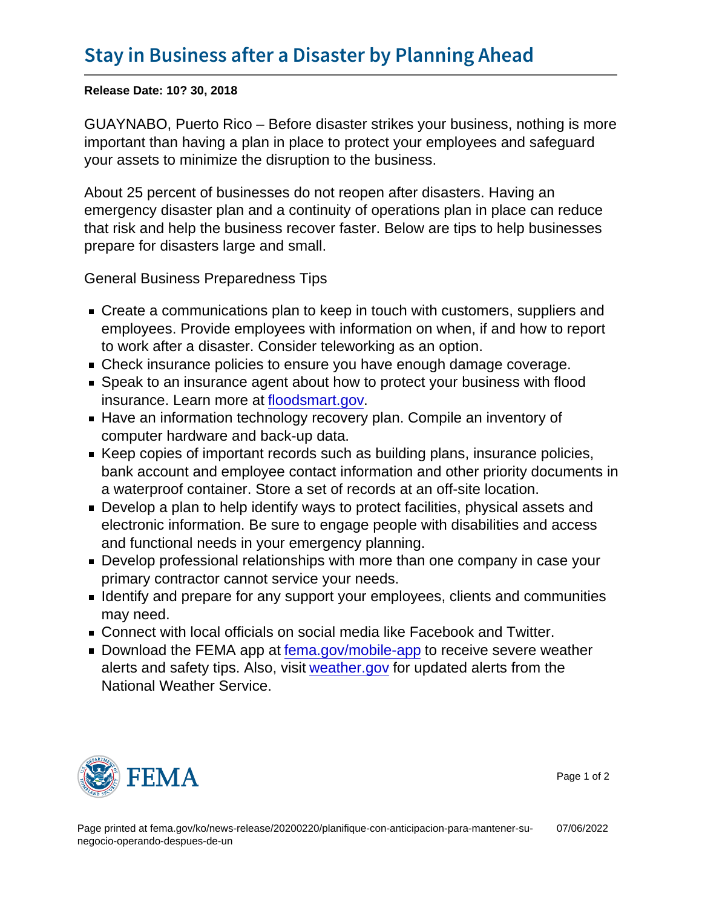# Stay in Business after a Disaster by Planning Ahead

**Release Date: 10? 30, 2018**

GUAYNABO, Puerto Rico – Before disaster strikes your business, nothing is more important than having a plan in place to protect your employees and safeguard your assets to minimize the disruption to the business.

About 25 percent of businesses do not reopen after disasters. Having an emergency disaster plan and a continuity of operations plan in place can reduce that risk and help the business recover faster. Below are tips to help businesses prepare for disasters large and small.

General Business Preparedness Tips

- Create a communications plan to keep in touch with customers, suppliers and employees. Provide employees with information on when, if and how to report to work after a disaster. Consider teleworking as an option.
- Check insurance policies to ensure you have enough damage coverage.
- Speak to an insurance agent about how to protect your business with flood insurance. Learn more at floodsmart.gov.
- Have an information technology recovery plan. Compile an inventory of computer hardware and back-up data.
- Keep copies of important records such as building plans, insurance policies, bank account and employee contact information and other priority documents in a waterproof container. Store a set of records at an off-site location.
- Develop a plan to help identify ways to protect facilities, physical assets and electronic information. Be sure to engage people with disabilities and access and functional needs in your emergency planning.
- Develop professional relationships with more than one company in case your primary contractor cannot service your needs.
- Identify and prepare for any support your employees, clients and communities may need.
- Connect with local officials on social media like Facebook and Twitter.
- Download the FEMA app at fema.gov/mobile-app to receive severe weather alerts and safety tips. Also, visit weather.gov for updated alerts from the National Weather Service.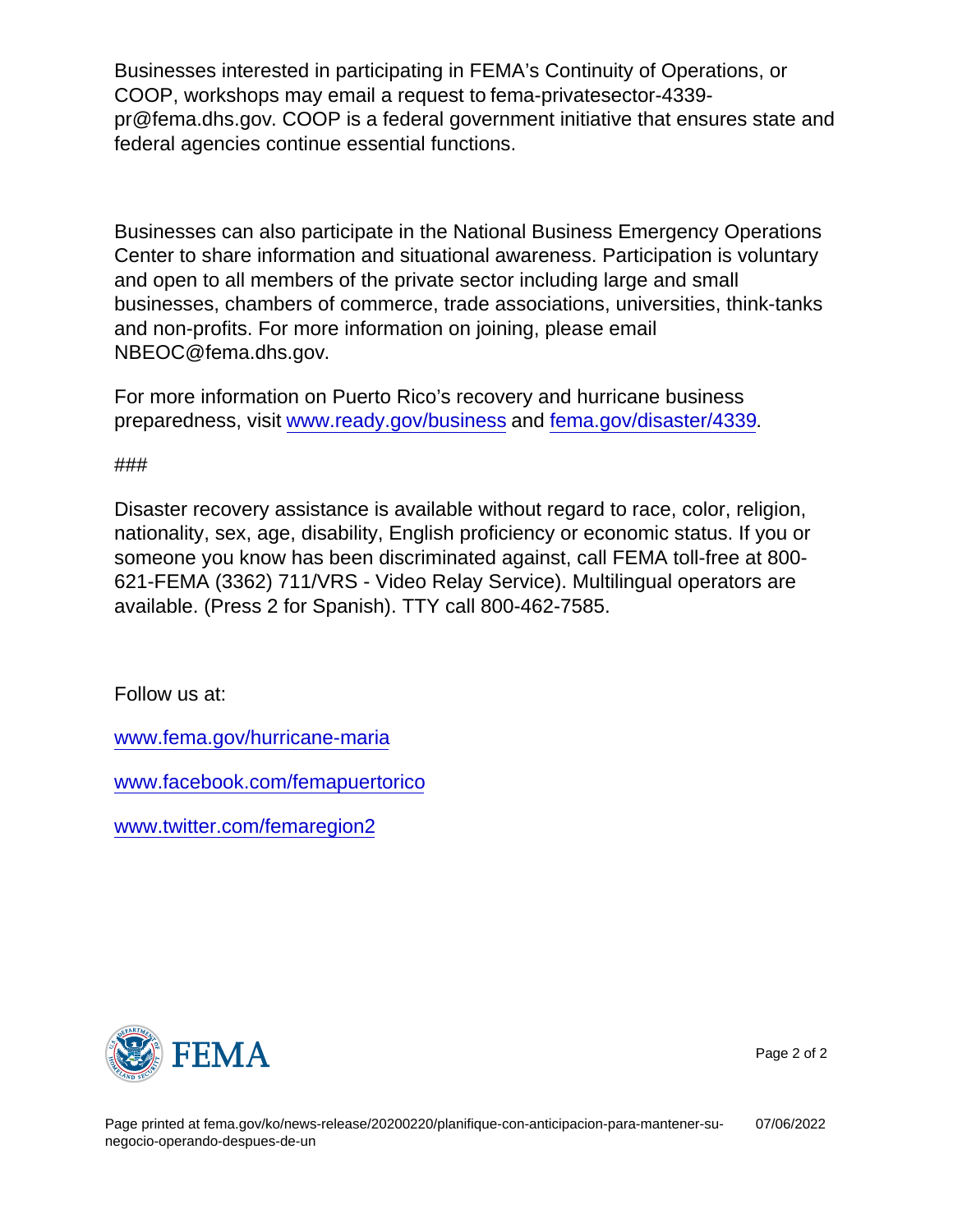Businesses interested in participating in FEMA's Continuity of Operations, or COOP, workshops may email a request to fema-privatesector-4339-pr@fema.dhs.gov. COOP is a federal government initiative that ensures state and federal agencies continue essential functions.

Businesses can also participate in the National Business Emergency Operations Center to share information and situational awareness. Participation is voluntary and open to all members of the private sector including large and small businesses, chambers of commerce, trade associations, universities, think-tanks and non-profits. For more information on joining, please email NBEOC@fema.dhs.gov.

For more information on Puerto Rico's recovery and hurricane business preparedness, visit www.ready.gov/business and fema.gov/disaster/4339.

###

Disaster recovery assistance is available without regard to race, color, religion, nationality, sex, age, disability, English proficiency or economic status. If you or someone you know has been discriminated against, call FEMA toll-free at 800-621-FEMA (3362) 711/VRS - Video Relay Service). Multilingual operators are available. (Press 2 for Spanish). TTY call 800-462-7585.

Follow us at:

www.fema.gov/hurricane-maria

www.facebook.com/femapuertorico

www.twitter.com/femaregion2